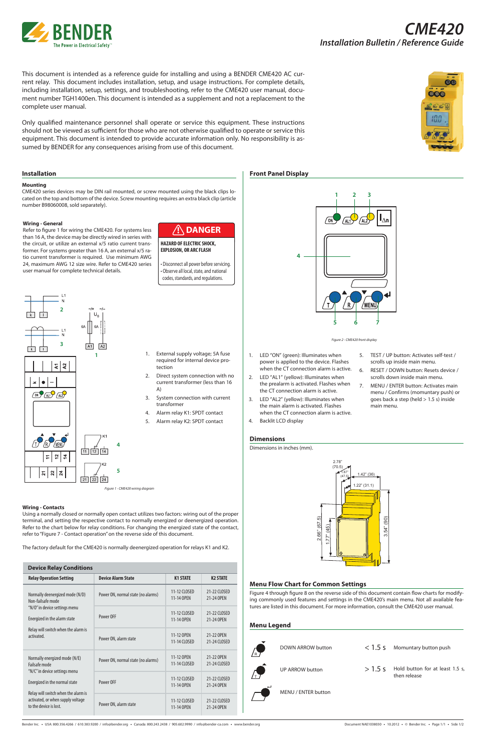# CME420

## Installation Bulletin / Reference Guide

This document is intended as a reference guide for installing and using a BENDER CME420 AC current relay. This document includes installation, setup, and usage instructions. For complete details, including installation, setup, settings, and troubleshooting, refer to the CME420 user manual, document number TGH1400en. This document is intended as a supplement and not a replacement to the complete user manual.

Only qualified maintenance personnel shall operate or service this equipment. These instructions should not be viewed as sufficient for those who are not otherwise qualified to operate or service this equipment. This document is intended to provide accurate information only. No responsibility is assumed by BENDER for any consequences arising from use of this document.

## Installation

### Mounting

CME420 series devices may be DIN rail mounted, or screw mounted using the black clips located on the top and bottom of the device. Screw mounting requires an extra black clip (article number B98060008, sold separately).

### Wiring - General

Refer to figure 1 for wiring the CME420. For systems less than 16 A, the device may be directly wired in series with the circuit, or utilize an external x/5 ratio current transformer. For systems greater than 16 A, an external x/5 ratio current transformer is required. Use minimum AWG 24, maximum AWG 12 size wire. Refer to CME420 series user manual for complete technical details.

**⚠ DANGER**

**HAZARD OF ELECTRIC SHOCK, EXPLOSION, OR ARC FLASH**

- Disconnect all power before servicing.
- Observe all local, state, and national codes, standards, and regulations.

1. External supply voltage; 5A fuse required for internal device protection
2. Direct system connection with no current transformer (less than 16 A)
3. System connection with current transformer
4. Alarm relay K1: SPDT contact
5. Alarm relay K2: SPDT contact

*Figure 1 - CME420 wiring diagram*

### Wiring - Contacts

Using a normally closed or normally open contact utilizes two factors: wiring out of the proper terminal, and setting the respective contact to normally energized or deenergized operation. Refer to the chart below for relay conditions. For changing the energized state of the contact, refer to "Figure 7 - Contact operation" on the reverse side of this document.

The factory default for the CME420 is normally deenergized operation for relays K1 and K2.

**Device Relay Conditions**

| Relay Operation Setting | Device Alarm State | K1 STATE | K2 STATE |
|---|---|---|---|
| Normally deenergized mode (N/D) Non-failsafe mode "N/O" in device settings menu; Energized in the alarm state; Relay will switch when the alarm is activated. | Power ON, normal state (no alarms) | 11-12 CLOSED 11-14 OPEN | 21-22 CLOSED 21-24 OPEN |
| | Power OFF | 11-12 CLOSED 11-14 OPEN | 21-22 CLOSED 21-24 OPEN |
| | Power ON, alarm state | 11-12 OPEN 11-14 CLOSED | 21-22 OPEN 21-24 CLOSED |
| Normally energized mode (N/E) Failsafe mode "N/C" in device settings menu; Energized in the normal state; Relay will switch when the alarm is activated, or when supply voltage to the device is lost. | Power ON, normal state (no alarms) | 11-12 OPEN 11-14 CLOSED | 21-22 OPEN 21-24 CLOSED |
| | Power OFF | 11-12 CLOSED 11-14 OPEN | 21-22 CLOSED 21-24 OPEN |
| | Power ON, alarm state | 11-12 CLOSED 11-14 OPEN | 21-22 CLOSED 21-24 OPEN |

## Front Panel Display

*Figure 2 - CME420 front display*

1. LED "ON" (green): Illuminates when power is applied to the device. Flashes when the CT connection alarm is active.
2. LED "AL1" (yellow): Illuminates when the prealarm is activated. Flashes when the CT connection alarm is active.
3. LED "AL2" (yellow): Illuminates when the main alarm is activated. Flashes when the CT connection alarm is active.
4. Backlit LCD display
5. TEST / UP button: Activates self-test / scrolls up inside main menu.
6. RESET / DOWN button: Resets device / scrolls down inside main menu.
7. MENU / ENTER button: Activates main menu / Confirms (momuntary push) or goes back a step (held > 1.5 s) inside main menu.

## Dimensions

Dimensions in inches (mm).

2.78" (70.5); 1.87" (47.5); 1.42" (36); 1.22" (31.1); 2.66" (67.5); 1.77" (45); 3.54" (90)

## Menu Flow Chart for Common Settings

Figure 4 through figure 8 on the reverse side of this document contain flow charts for modifying commonly used features and settings in the CME420's main menu. Not all available features are listed in this document. For more information, consult the CME420 user manual.

## Menu Legend

| Button | | Duration | |
|---|---|---|---|
| DOWN ARROW button | | < 1.5 s | Momuntary button push |
| UP ARROW button | | > 1.5 s | Hold button for at least 1.5 s, then release |
| MENU / ENTER button | | | |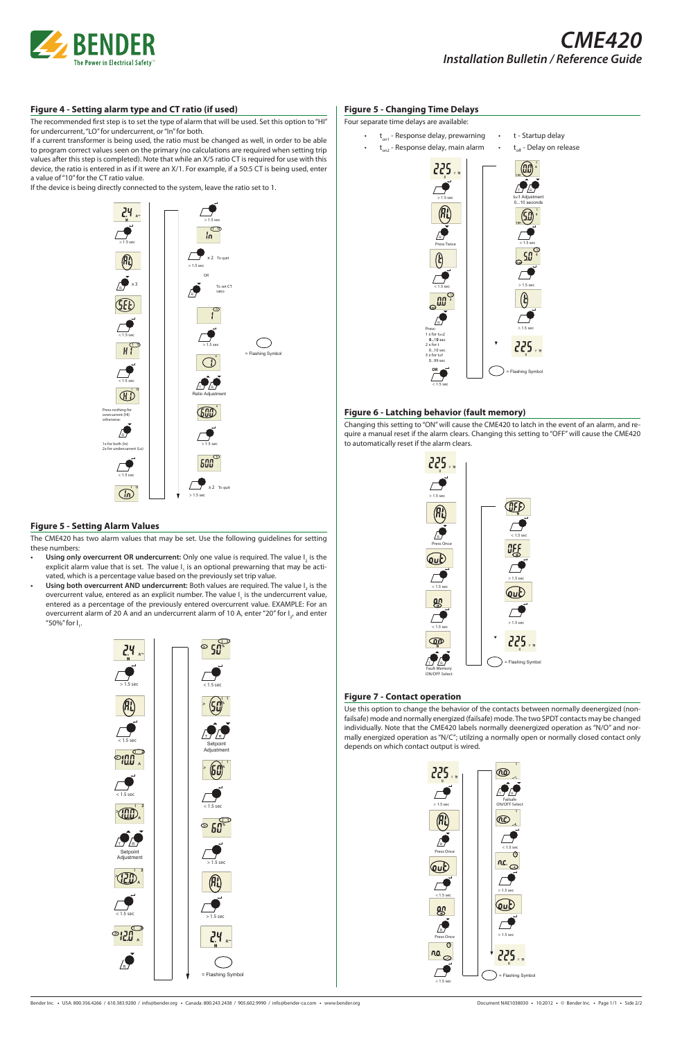# CME420

## Installation Bulletin / Reference Guide

### Figure 4 - Setting alarm type and CT ratio (if used)

The recommended first step is to set the type of alarm that will be used. Set this option to "HI" for overcurrent, "LO" for undercurrent, or "In" for both.

If a current transformer is being used, the ratio must be changed as well, in order to be able to program correct values seen on the primary (no calculations are required when setting trip values after this step is completed). Note that while an X/5 ratio CT is required for use with this device, the ratio is entered in as if it were an X/1. For example, if a 50:5 CT is being used, enter a value of "10" for the CT ratio value.

If the device is being directly connected to the system, leave the ratio set to 1.

> 1.5 sec

x 3

< 1.5 sec

< 1.5 sec

Press nothing for overcurrent (HI) otherwise:

1x for both (In)
2x for undercurrent (Lo)

< 1.5 sec

> 1.5 sec

x 2 To quit

> 1.5 sec

OR

To set CT ratio

> 1.5 sec

Ratio Adjustment

> 1.5 sec

x 2 To quit

> 1.5 sec

= Flashing Symbol

### Figure 5 - Setting Alarm Values

The CME420 has two alarm values that may be set. Use the following guidelines for setting these numbers:

- **Using only overcurrent OR undercurrent:** Only one value is required. The value $I_2$ is the explicit alarm value that is set. The value $I_1$ is an optional prewarning that may be activated, which is a percentage value based on the previously set trip value.
- **Using both overcurrent AND undercurrent:** Both values are required. The value $I_2$ is the overcurrent value, entered as an explicit number. The value $I_1$ is the undercurrent value, entered as a percentage of the previously entered overcurrent value. EXAMPLE: For an overcurrent alarm of 20 A and an undercurrent alarm of 10 A, enter "20" for $I_2$, and enter "50%" for $I_1$.

> 1.5 sec

< 1.5 sec

< 1.5 sec

Setpoint Adjustment

< 1.5 sec

< 1.5 sec

Setpoint Adjustment

< 1.5 sec

> 1.5 sec

> 1.5 sec

= Flashing Symbol

### Figure 5 - Changing Time Delays

Four separate time delays are available:

- $t_{on1}$ - Response delay, prewarning
- $t_{on2}$ - Response delay, main alarm
- t - Startup delay
- $t_{off}$ - Delay on release

> 1.5 sec

Press Twice

< 1.5 sec

Press:
1 x for $t_{on2}$
0...10 sec
2 x for t
0...10 sec
3 x for $t_{off}$
0...99 sec

OR

< 1.5 sec

$t_{on1}$ Adjustment
0...10 seconds

< 1.5 sec

> 1.5 sec

> 1.5 sec

= Flashing Symbol

### Figure 6 - Latching behavior (fault memory)

Changing this setting to "ON" will cause the CME420 to latch in the event of an alarm, and require a manual reset if the alarm clears. Changing this setting to "OFF" will cause the CME420 to automatically reset if the alarm clears.

> 1.5 sec

Press Once

< 1.5 sec

< 1.5 sec

Fault Memory ON/OFF Select

< 1.5 sec

> 1.5 sec

> 1.5 sec

= Flashing Symbol

### Figure 7 - Contact operation

Use this option to change the behavior of the contacts between normally deenergized (non-failsafe) mode and normally energized (failsafe) mode. The two SPDT contacts may be changed individually. Note that the CME420 labels normally deenergized operation as "N/O" and normally energized operation as "N/C"; utilizing a normally open or normally closed contact only depends on which contact output is wired.

> 1.5 sec

Press Once

< 1.5 sec

Press Once

< 1.5 sec

Failsafe ON/OFF Select

< 1.5 sec

> 1.5 sec

> 1.5 sec

= Flashing Symbol

Bender Inc. • USA: 800.356.4266 / 610.383.9200 / info@bender.org • Canada: 800.243.2438 / 905.602.9990 / info@bender-ca.com • www.bender.org

Document NAE1038030 • 10.2012 • © Bender Inc. • Page 1/1 • Side 2/2